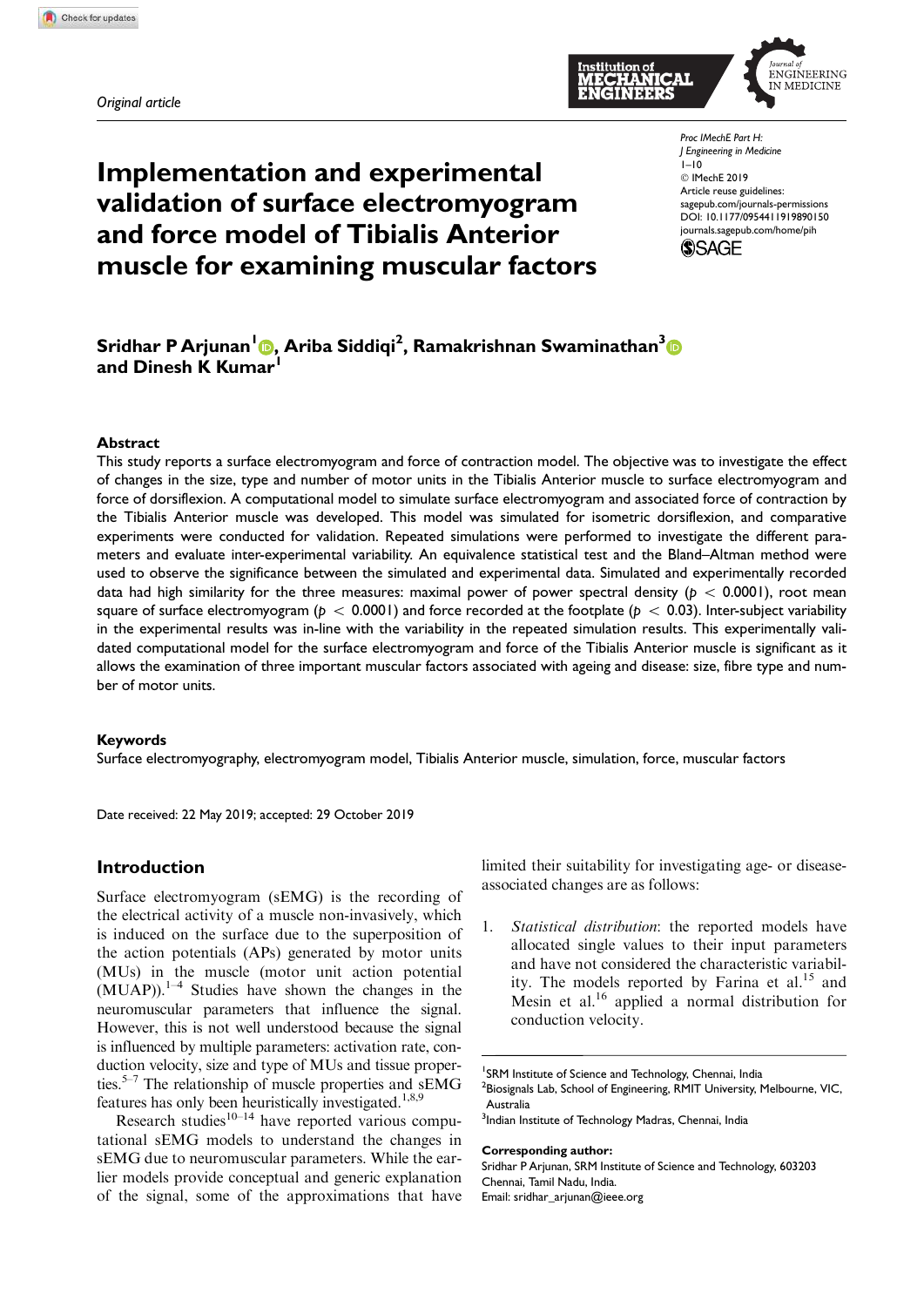Original article

# Implementation and experimental validation of surface electromyogram and force model of Tibialis Anterior muscle for examining muscular factors

Proc IMechE Part H:
J Engineering in Medicine
1–10
© IMechE 2019
Article reuse guidelines:
sagepub.com/journals-permissions
DOI: 10.1177/0954411919890150
journals.sagepub.com/home/pih

**Sridhar P Arjunan[1], Ariba Siddiqi[2], Ramakrishnan Swaminathan[3] and Dinesh K Kumar[1]**

### Abstract

This study reports a surface electromyogram and force of contraction model. The objective was to investigate the effect of changes in the size, type and number of motor units in the Tibialis Anterior muscle to surface electromyogram and force of dorsiflexion. A computational model to simulate surface electromyogram and associated force of contraction by the Tibialis Anterior muscle was developed. This model was simulated for isometric dorsiflexion, and comparative experiments were conducted for validation. Repeated simulations were performed to investigate the different parameters and evaluate inter-experimental variability. An equivalence statistical test and the Bland–Altman method were used to observe the significance between the simulated and experimental data. Simulated and experimentally recorded data had high similarity for the three measures: maximal power of power spectral density ($p < 0.0001$), root mean square of surface electromyogram ($p < 0.0001$) and force recorded at the footplate ($p < 0.03$). Inter-subject variability in the experimental results was in-line with the variability in the repeated simulation results. This experimentally validated computational model for the surface electromyogram and force of the Tibialis Anterior muscle is significant as it allows the examination of three important muscular factors associated with ageing and disease: size, fibre type and number of motor units.

### Keywords

Surface electromyography, electromyogram model, Tibialis Anterior muscle, simulation, force, muscular factors

Date received: 22 May 2019; accepted: 29 October 2019

## Introduction

Surface electromyogram (sEMG) is the recording of the electrical activity of a muscle non-invasively, which is induced on the surface due to the superposition of the action potentials (APs) generated by motor units (MUs) in the muscle (motor unit action potential (MUAP)).[1–4] Studies have shown the changes in the neuromuscular parameters that influence the signal. However, this is not well understood because the signal is influenced by multiple parameters: activation rate, conduction velocity, size and type of MUs and tissue properties.[5–7] The relationship of muscle properties and sEMG features has only been heuristically investigated.[1,8,9]

Research studies[10–14] have reported various computational sEMG models to understand the changes in sEMG due to neuromuscular parameters. While the earlier models provide conceptual and generic explanation of the signal, some of the approximations that have limited their suitability for investigating age- or disease-associated changes are as follows:

1. *Statistical distribution*: the reported models have allocated single values to their input parameters and have not considered the characteristic variability. The models reported by Farina et al.[15] and Mesin et al.[16] applied a normal distribution for conduction velocity.

[1]SRM Institute of Science and Technology, Chennai, India
[2]Biosignals Lab, School of Engineering, RMIT University, Melbourne, VIC, Australia
[3]Indian Institute of Technology Madras, Chennai, India

**Corresponding author:**
Sridhar P Arjunan, SRM Institute of Science and Technology, 603203 Chennai, Tamil Nadu, India.
Email: sridhar_arjunan@ieee.org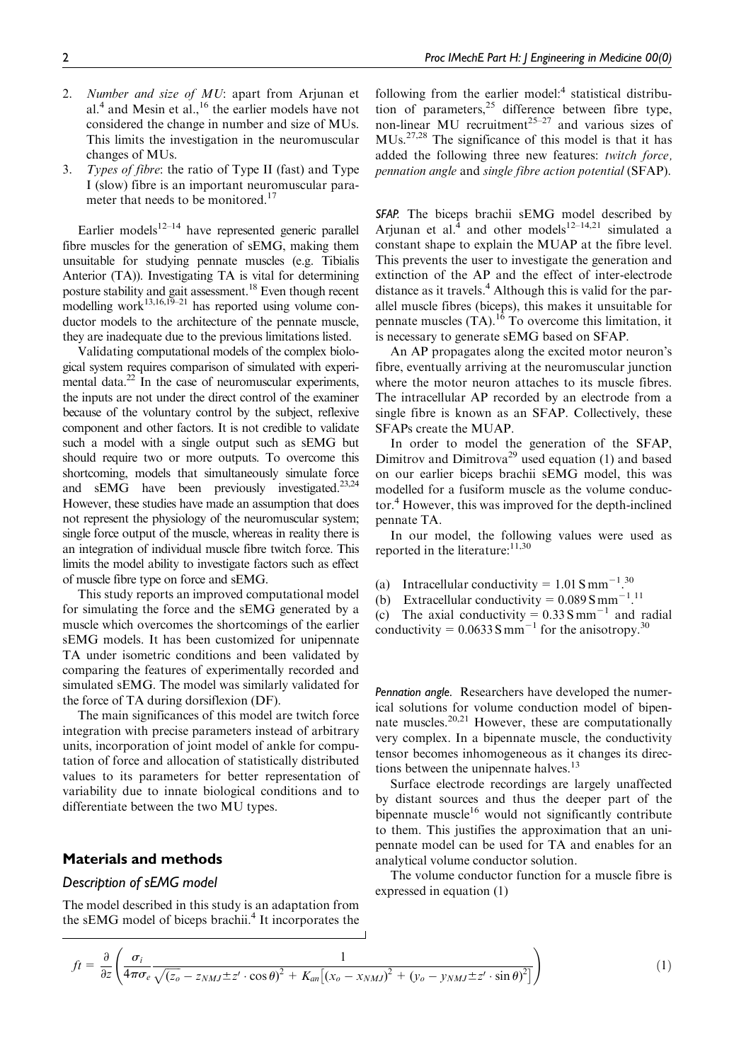2. *Number and size of MU*: apart from Arjunan et al.[4] and Mesin et al.,[16] the earlier models have not considered the change in number and size of MUs. This limits the investigation in the neuromuscular changes of MUs.
3. *Types of fibre*: the ratio of Type II (fast) and Type I (slow) fibre is an important neuromuscular parameter that needs to be monitored.[17]

Earlier models[12–14] have represented generic parallel fibre muscles for the generation of sEMG, making them unsuitable for studying pennate muscles (e.g. Tibialis Anterior (TA)). Investigating TA is vital for determining posture stability and gait assessment.[18] Even though recent modelling work[13,16,19–21] has reported using volume conductor models to the architecture of the pennate muscle, they are inadequate due to the previous limitations listed.

Validating computational models of the complex biological system requires comparison of simulated with experimental data.[22] In the case of neuromuscular experiments, the inputs are not under the direct control of the examiner because of the voluntary control by the subject, reflexive component and other factors. It is not credible to validate such a model with a single output such as sEMG but should require two or more outputs. To overcome this shortcoming, models that simultaneously simulate force and sEMG have been previously investigated.[23,24] However, these studies have made an assumption that does not represent the physiology of the neuromuscular system; single force output of the muscle, whereas in reality there is an integration of individual muscle fibre twitch force. This limits the model ability to investigate factors such as effect of muscle fibre type on force and sEMG.

This study reports an improved computational model for simulating the force and the sEMG generated by a muscle which overcomes the shortcomings of the earlier sEMG models. It has been customized for unipennate TA under isometric conditions and been validated by comparing the features of experimentally recorded and simulated sEMG. The model was similarly validated for the force of TA during dorsiflexion (DF).

The main significances of this model are twitch force integration with precise parameters instead of arbitrary units, incorporation of joint model of ankle for computation of force and allocation of statistically distributed values to its parameters for better representation of variability due to innate biological conditions and to differentiate between the two MU types.

## Materials and methods

### Description of sEMG model

The model described in this study is an adaptation from the sEMG model of biceps brachii.[4] It incorporates the following from the earlier model:[4] statistical distribution of parameters,[25] difference between fibre type, non-linear MU recruitment[25–27] and various sizes of MUs.[27,28] The significance of this model is that it has added the following three new features: *twitch force*, *pennation angle* and *single fibre action potential* (SFAP).

***SFAP.*** The biceps brachii sEMG model described by Arjunan et al.[4] and other models[12–14,21] simulated a constant shape to explain the MUAP at the fibre level. This prevents the user to investigate the generation and extinction of the AP and the effect of inter-electrode distance as it travels.[4] Although this is valid for the parallel muscle fibres (biceps), this makes it unsuitable for pennate muscles (TA).[16] To overcome this limitation, it is necessary to generate sEMG based on SFAP.

An AP propagates along the excited motor neuron's fibre, eventually arriving at the neuromuscular junction where the motor neuron attaches to its muscle fibres. The intracellular AP recorded by an electrode from a single fibre is known as an SFAP. Collectively, these SFAPs create the MUAP.

In order to model the generation of the SFAP, Dimitrov and Dimitrova[29] used equation (1) and based on our earlier biceps brachii sEMG model, this was modelled for a fusiform muscle as the volume conductor.[4] However, this was improved for the depth-inclined pennate TA.

In our model, the following values were used as reported in the literature:[11,30]

(a) Intracellular conductivity = 1.01 S mm$^{-1}$.[30]
(b) Extracellular conductivity = 0.089 S mm$^{-1}$.[11]
(c) The axial conductivity = 0.33 S mm$^{-1}$ and radial conductivity = 0.0633 S mm$^{-1}$ for the anisotropy.[30]

***Pennation angle.*** Researchers have developed the numerical solutions for volume conduction model of bipennate muscles.[20,21] However, these are computationally very complex. In a bipennate muscle, the conductivity tensor becomes inhomogeneous as it changes its directions between the unipennate halves.[13]

Surface electrode recordings are largely unaffected by distant sources and thus the deeper part of the bipennate muscle[16] would not significantly contribute to them. This justifies the approximation that an unipennate model can be used for TA and enables for an analytical volume conductor solution.

The volume conductor function for a muscle fibre is expressed in equation (1)

$$ft = \frac{\partial}{\partial z}\left(\frac{\sigma_i}{4\pi\sigma_e}\frac{1}{\sqrt{(z_o - z_{NMJ} \pm z' \cdot \cos\theta)^2 + K_{an}\left[(x_o - x_{NMJ})^2 + (y_o - y_{NMJ} \pm z' \cdot \sin\theta)^2\right]}}\right) \tag{1}$$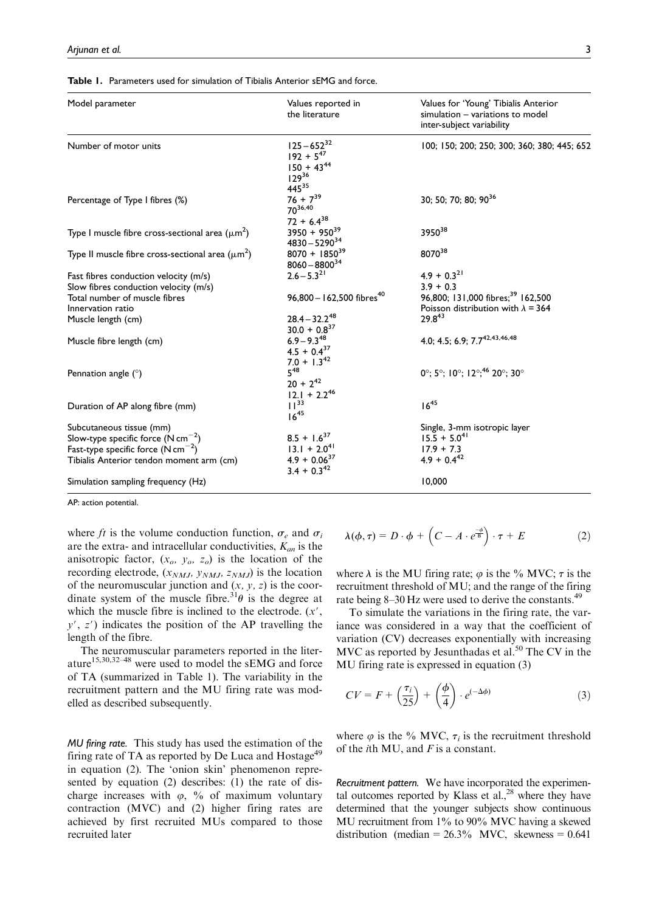**Table 1.** Parameters used for simulation of Tibialis Anterior sEMG and force.

| Model parameter | Values reported in the literature | Values for 'Young' Tibialis Anterior simulation – variations to model inter-subject variability |
|---|---|---|
| Number of motor units | $125-652$[32] <br> $192 + 5$[47] <br> $150 + 43$[44] <br> 129[36] <br> 445[35] | 100; 150; 200; 250; 300; 360; 380; 445; 652 |
| Percentage of Type I fibres (%) | $76 + 7$[39] <br> 70[36,40] <br> $72 + 6.4$[38] | 30; 50; 70; 80; 90[36] |
| Type I muscle fibre cross-sectional area ($\mu m^2$) | $3950 + 950$[39] <br> $4830-5290$[34] | 3950[38] |
| Type II muscle fibre cross-sectional area ($\mu m^2$) | $8070 + 1850$[39] <br> $8060-8800$[34] | 8070[38] |
| Fast fibres conduction velocity (m/s) | $2.6-5.3$[21] | $4.9 + 0.3$[21] |
| Slow fibres conduction velocity (m/s) | | $3.9 + 0.3$ |
| Total number of muscle fibres | 96,800 – 162,500 fibres[40] | 96,800; 131,000 fibres;[39] 162,500 |
| Innervation ratio | | Poisson distribution with $\lambda = 364$ |
| Muscle length (cm) | $28.4-32.2$[48] <br> $30.0 + 0.8$[37] | 29.8[43] |
| Muscle fibre length (cm) | $6.9-9.3$[48] <br> $4.5 + 0.4$[37] <br> $7.0 + 1.3$[42] | 4.0; 4.5; 6.9; 7.7[42,43,46,48] |
| Pennation angle (°) | 5[48] <br> $20 + 2$[42] <br> $12.1 + 2.2$[46] | 0°; 5°; 10°; 12°;[46] 20°; 30° |
| Duration of AP along fibre (mm) | 11[33] <br> 16[45] | 16[45] |
| Subcutaneous tissue (mm) | | Single, 3-mm isotropic layer |
| Slow-type specific force ($N\,cm^{-2}$) | $8.5 + 1.6$[37] | $15.5 + 5.0$[41] |
| Fast-type specific force ($N\,cm^{-2}$) | $13.1 + 2.0$[41] | $17.9 + 7.3$ |
| Tibialis Anterior tendon moment arm (cm) | $4.9 + 0.06$[37] <br> $3.4 + 0.3$[42] | $4.9 + 0.4$[42] |
| Simulation sampling frequency (Hz) | | 10,000 |

AP: action potential.

where $ft$ is the volume conduction function, $\sigma_e$ and $\sigma_i$ are the extra- and intracellular conductivities, $K_{an}$ is the anisotropic factor, $(x_o, y_o, z_o)$ is the location of the recording electrode, $(x_{NMJ}, y_{NMJ}, z_{NMJ})$ is the location of the neuromuscular junction and $(x, y, z)$ is the coordinate system of the muscle fibre.[31] $\theta$ is the degree at which the muscle fibre is inclined to the electrode. $(x', y', z')$ indicates the position of the AP travelling the length of the fibre.

The neuromuscular parameters reported in the literature[15,30,32–48] were used to model the sEMG and force of TA (summarized in Table 1). The variability in the recruitment pattern and the MU firing rate was modelled as described subsequently.

*MU firing rate.* This study has used the estimation of the firing rate of TA as reported by De Luca and Hostage[49] in equation (2). The 'onion skin' phenomenon represented by equation (2) describes: (1) the rate of discharge increases with $\varphi$, % of maximum voluntary contraction (MVC) and (2) higher firing rates are achieved by first recruited MUs compared to those recruited later

$$\lambda(\phi, \tau) = D \cdot \phi + \left(C - A \cdot e^{\frac{-\phi}{B}}\right) \cdot \tau + E \tag{2}$$

where $\lambda$ is the MU firing rate; $\varphi$ is the % MVC; $\tau$ is the recruitment threshold of MU; and the range of the firing rate being 8–30 Hz were used to derive the constants.[49]

To simulate the variations in the firing rate, the variance was considered in a way that the coefficient of variation (CV) decreases exponentially with increasing MVC as reported by Jesunthadas et al.[50] The CV in the MU firing rate is expressed in equation (3)

$$CV = F + \left(\frac{\tau_i}{25}\right) + \left(\frac{\phi}{4}\right) \cdot e^{(-\Delta\phi)} \tag{3}$$

where $\varphi$ is the % MVC, $\tau_i$ is the recruitment threshold of the $i$th MU, and $F$ is a constant.

*Recruitment pattern.* We have incorporated the experimental outcomes reported by Klass et al.,[28] where they have determined that the younger subjects show continuous MU recruitment from 1% to 90% MVC having a skewed distribution (median = 26.3% MVC, skewness = 0.641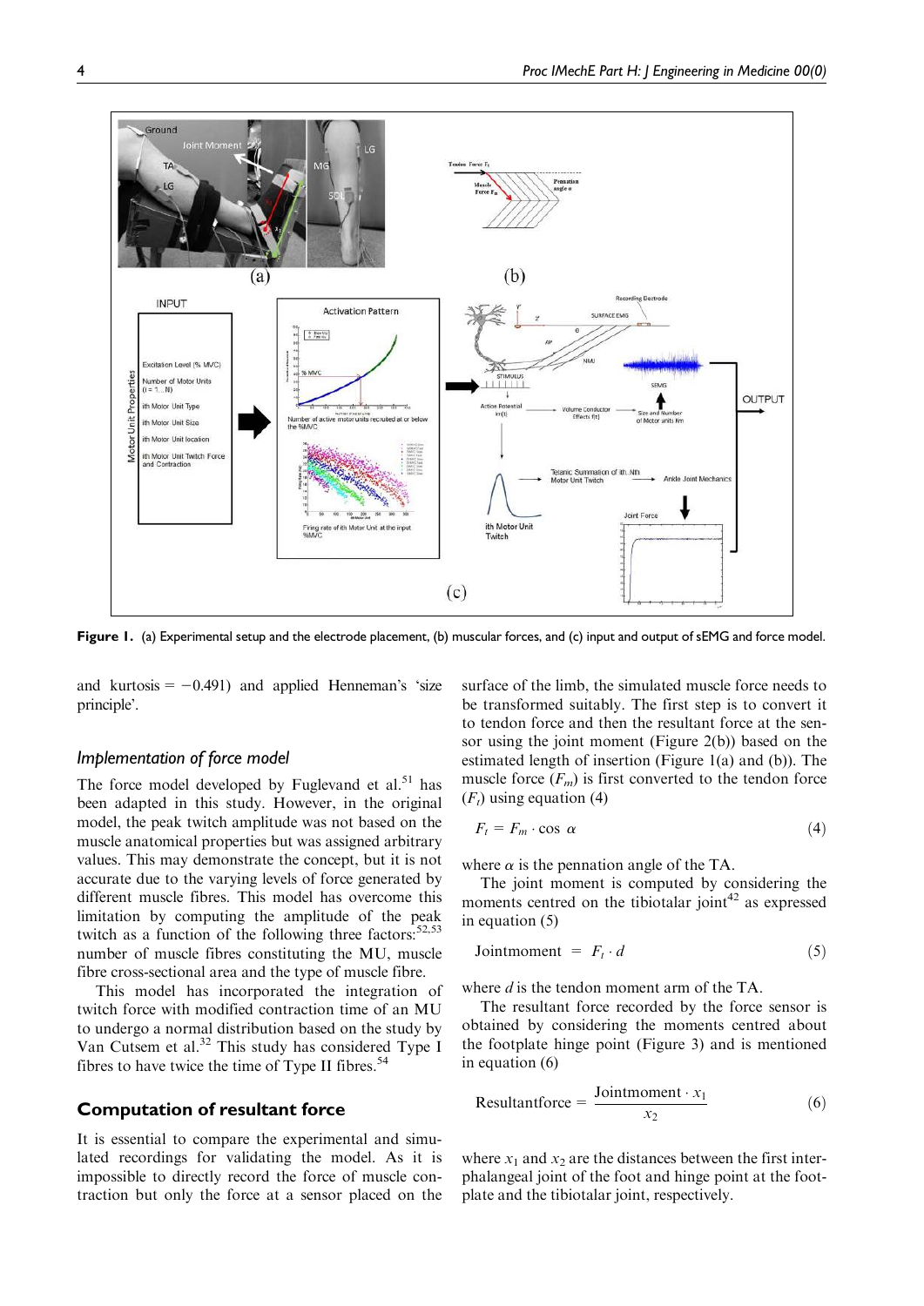Figure 1. (a) Experimental setup and the electrode placement, (b) muscular forces, and (c) input and output of sEMG and force model.

and kurtosis = −0.491) and applied Henneman's 'size principle'.

### Implementation of force model

The force model developed by Fuglevand et al.[51] has been adapted in this study. However, in the original model, the peak twitch amplitude was not based on the muscle anatomical properties but was assigned arbitrary values. This may demonstrate the concept, but it is not accurate due to the varying levels of force generated by different muscle fibres. This model has overcome this limitation by computing the amplitude of the peak twitch as a function of the following three factors:[52,53] number of muscle fibres constituting the MU, muscle fibre cross-sectional area and the type of muscle fibre.

This model has incorporated the integration of twitch force with modified contraction time of an MU to undergo a normal distribution based on the study by Van Cutsem et al.[32] This study has considered Type I fibres to have twice the time of Type II fibres.[54]

## Computation of resultant force

It is essential to compare the experimental and simulated recordings for validating the model. As it is impossible to directly record the force of muscle contraction but only the force at a sensor placed on the surface of the limb, the simulated muscle force needs to be transformed suitably. The first step is to convert it to tendon force and then the resultant force at the sensor using the joint moment (Figure 2(b)) based on the estimated length of insertion (Figure 1(a) and (b)). The muscle force ($F_m$) is first converted to the tendon force ($F_t$) using equation (4)

$$F_t = F_m \cdot \cos \alpha \tag{4}$$

where $\alpha$ is the pennation angle of the TA.

The joint moment is computed by considering the moments centred on the tibiotalar joint[42] as expressed in equation (5)

$$\text{Jointmoment} = F_t \cdot d \tag{5}$$

where $d$ is the tendon moment arm of the TA.

The resultant force recorded by the force sensor is obtained by considering the moments centred about the footplate hinge point (Figure 3) and is mentioned in equation (6)

$$\text{Resultantforce} = \frac{\text{Jointmoment} \cdot x_1}{x_2} \tag{6}$$

where $x_1$ and $x_2$ are the distances between the first interphalangeal joint of the foot and hinge point at the footplate and the tibiotalar joint, respectively.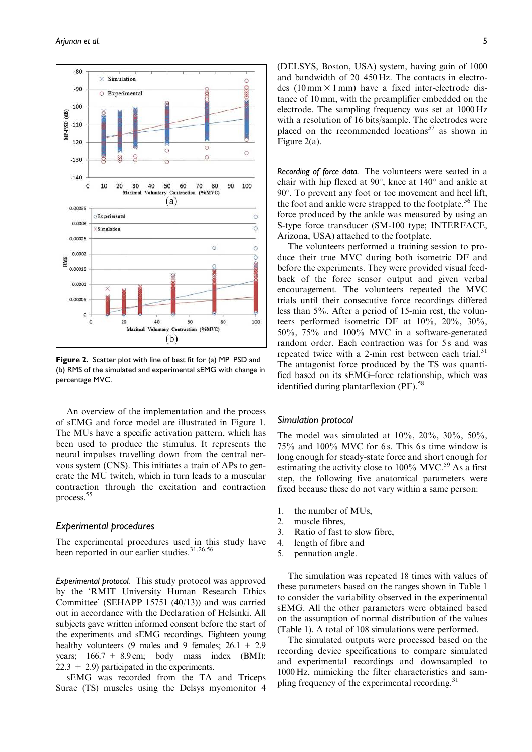Figure 2. Scatter plot with line of best fit for (a) MP_PSD and (b) RMS of the simulated and experimental sEMG with change in percentage MVC.

An overview of the implementation and the process of sEMG and force model are illustrated in Figure 1. The MUs have a specific activation pattern, which has been used to produce the stimulus. It represents the neural impulses travelling down from the central nervous system (CNS). This initiates a train of APs to generate the MU twitch, which in turn leads to a muscular contraction through the excitation and contraction process.[55]

## Experimental procedures

The experimental procedures used in this study have been reported in our earlier studies.[31,26,56]

*Experimental protocol.* This study protocol was approved by the 'RMIT University Human Research Ethics Committee' (SEHAPP 15751 (40/13)) and was carried out in accordance with the Declaration of Helsinki. All subjects gave written informed consent before the start of the experiments and sEMG recordings. Eighteen young healthy volunteers (9 males and 9 females; 26.1 + 2.9 years; 166.7 + 8.9 cm; body mass index (BMI): 22.3 + 2.9) participated in the experiments.

sEMG was recorded from the TA and Triceps Surae (TS) muscles using the Delsys myomonitor 4 (DELSYS, Boston, USA) system, having gain of 1000 and bandwidth of 20–450 Hz. The contacts in electrodes (10 mm × 1 mm) have a fixed inter-electrode distance of 10 mm, with the preamplifier embedded on the electrode. The sampling frequency was set at 1000 Hz with a resolution of 16 bits/sample. The electrodes were placed on the recommended locations[57] as shown in Figure 2(a).

*Recording of force data.* The volunteers were seated in a chair with hip flexed at 90°, knee at 140° and ankle at 90°. To prevent any foot or toe movement and heel lift, the foot and ankle were strapped to the footplate.[56] The force produced by the ankle was measured by using an S-type force transducer (SM-100 type; INTERFACE, Arizona, USA) attached to the footplate.

The volunteers performed a training session to produce their true MVC during both isometric DF and before the experiments. They were provided visual feedback of the force sensor output and given verbal encouragement. The volunteers repeated the MVC trials until their consecutive force recordings differed less than 5%. After a period of 15-min rest, the volunteers performed isometric DF at 10%, 20%, 30%, 50%, 75% and 100% MVC in a software-generated random order. Each contraction was for 5 s and was repeated twice with a 2-min rest between each trial.[31] The antagonist force produced by the TS was quantified based on its sEMG–force relationship, which was identified during plantarflexion (PF).[58]

## Simulation protocol

The model was simulated at 10%, 20%, 30%, 50%, 75% and 100% MVC for 6 s. This 6 s time window is long enough for steady-state force and short enough for estimating the activity close to 100% MVC.[59] As a first step, the following five anatomical parameters were fixed because these do not vary within a same person:

1. the number of MUs,
2. muscle fibres,
3. Ratio of fast to slow fibre,
4. length of fibre and
5. pennation angle.

The simulation was repeated 18 times with values of these parameters based on the ranges shown in Table 1 to consider the variability observed in the experimental sEMG. All the other parameters were obtained based on the assumption of normal distribution of the values (Table 1). A total of 108 simulations were performed.

The simulated outputs were processed based on the recording device specifications to compare simulated and experimental recordings and downsampled to 1000 Hz, mimicking the filter characteristics and sampling frequency of the experimental recording.[31]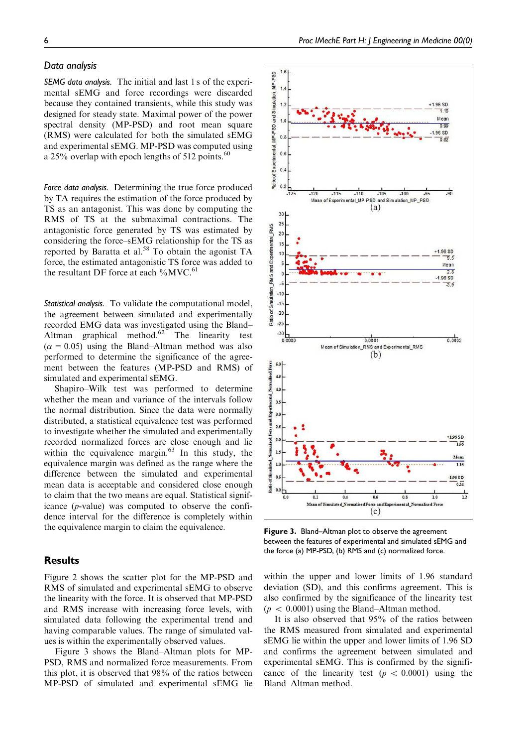## Data analysis

*SEMG data analysis.* The initial and last 1 s of the experimental sEMG and force recordings were discarded because they contained transients, while this study was designed for steady state. Maximal power of the power spectral density (MP-PSD) and root mean square (RMS) were calculated for both the simulated sEMG and experimental sEMG. MP-PSD was computed using a 25% overlap with epoch lengths of 512 points.[60]

*Force data analysis.* Determining the true force produced by TA requires the estimation of the force produced by TS as an antagonist. This was done by computing the RMS of TS at the submaximal contractions. The antagonistic force generated by TS was estimated by considering the force–sEMG relationship for the TS as reported by Baratta et al.[58] To obtain the agonist TA force, the estimated antagonistic TS force was added to the resultant DF force at each %MVC.[61]

*Statistical analysis.* To validate the computational model, the agreement between simulated and experimentally recorded EMG data was investigated using the Bland–Altman graphical method.[62] The linearity test ($\alpha = 0.05$) using the Bland–Altman method was also performed to determine the significance of the agreement between the features (MP-PSD and RMS) of simulated and experimental sEMG.

Shapiro–Wilk test was performed to determine whether the mean and variance of the intervals follow the normal distribution. Since the data were normally distributed, a statistical equivalence test was performed to investigate whether the simulated and experimentally recorded normalized forces are close enough and lie within the equivalence margin.[63] In this study, the equivalence margin was defined as the range where the difference between the simulated and experimental mean data is acceptable and considered close enough to claim that the two means are equal. Statistical significance ($p$-value) was computed to observe the confidence interval for the difference is completely within the equivalence margin to claim the equivalence.

Figure 3. Bland–Altman plot to observe the agreement between the features of experimental and simulated sEMG and the force (a) MP-PSD, (b) RMS and (c) normalized force.

## Results

Figure 2 shows the scatter plot for the MP-PSD and RMS of simulated and experimental sEMG to observe the linearity with the force. It is observed that MP-PSD and RMS increase with increasing force levels, with simulated data following the experimental trend and having comparable values. The range of simulated values is within the experimentally observed values.

Figure 3 shows the Bland–Altman plots for MP-PSD, RMS and normalized force measurements. From this plot, it is observed that 98% of the ratios between MP-PSD of simulated and experimental sEMG lie within the upper and lower limits of 1.96 standard deviation (SD), and this confirms agreement. This is also confirmed by the significance of the linearity test ($p < 0.0001$) using the Bland–Altman method.

It is also observed that 95% of the ratios between the RMS measured from simulated and experimental sEMG lie within the upper and lower limits of 1.96 SD and confirms the agreement between simulated and experimental sEMG. This is confirmed by the significance of the linearity test ($p < 0.0001$) using the Bland–Altman method.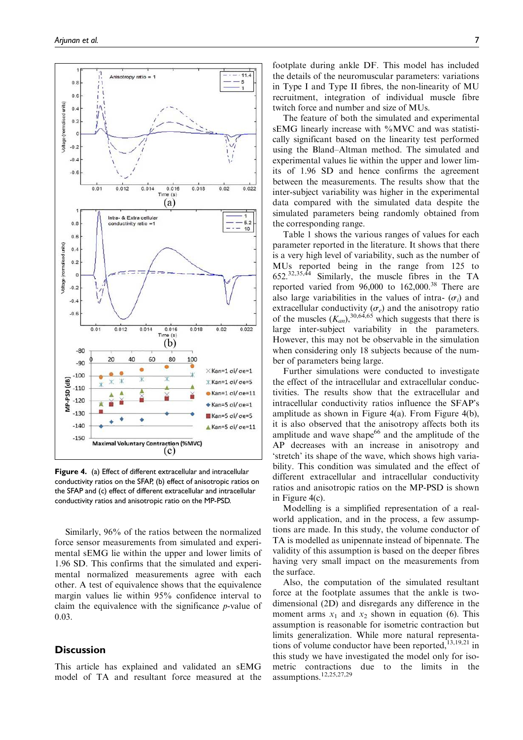Figure 4. (a) Effect of different extracellular and intracellular conductivity ratios on the SFAP, (b) effect of anisotropic ratios on the SFAP and (c) effect of different extracellular and intracellular conductivity ratios and anisotropic ratio on the MP-PSD.

Similarly, 96% of the ratios between the normalized force sensor measurements from simulated and experimental sEMG lie within the upper and lower limits of 1.96 SD. This confirms that the simulated and experimental normalized measurements agree with each other. A test of equivalence shows that the equivalence margin values lie within 95% confidence interval to claim the equivalence with the significance $p$-value of 0.03.

## Discussion

This article has explained and validated an sEMG model of TA and resultant force measured at the footplate during ankle DF. This model has included the details of the neuromuscular parameters: variations in Type I and Type II fibres, the non-linearity of MU recruitment, integration of individual muscle fibre twitch force and number and size of MUs.

The feature of both the simulated and experimental sEMG linearly increase with %MVC and was statistically significant based on the linearity test performed using the Bland–Altman method. The simulated and experimental values lie within the upper and lower limits of 1.96 SD and hence confirms the agreement between the measurements. The results show that the inter-subject variability was higher in the experimental data compared with the simulated data despite the simulated parameters being randomly obtained from the corresponding range.

Table 1 shows the various ranges of values for each parameter reported in the literature. It shows that there is a very high level of variability, such as the number of MUs reported being in the range from 125 to 652.[32,35,44] Similarly, the muscle fibres in the TA reported varied from 96,000 to 162,000.[38] There are also large variabilities in the values of intra- ($\sigma_i$) and extracellular conductivity ($\sigma_e$) and the anisotropy ratio of the muscles ($K_{an}$),[30,64,65] which suggests that there is large inter-subject variability in the parameters. However, this may not be observable in the simulation when considering only 18 subjects because of the number of parameters being large.

Further simulations were conducted to investigate the effect of the intracellular and extracellular conductivities. The results show that the extracellular and intracellular conductivity ratios influence the SFAP's amplitude as shown in Figure 4(a). From Figure 4(b), it is also observed that the anisotropy affects both its amplitude and wave shape[66] and the amplitude of the AP decreases with an increase in anisotropy and 'stretch' its shape of the wave, which shows high variability. This condition was simulated and the effect of different extracellular and intracellular conductivity ratios and anisotropic ratios on the MP-PSD is shown in Figure 4(c).

Modelling is a simplified representation of a real-world application, and in the process, a few assumptions are made. In this study, the volume conductor of TA is modelled as unipennate instead of bipennate. The validity of this assumption is based on the deeper fibres having very small impact on the measurements from the surface.

Also, the computation of the simulated resultant force at the footplate assumes that the ankle is two-dimensional (2D) and disregards any difference in the moment arms $x_1$ and $x_2$ shown in equation (6). This assumption is reasonable for isometric contraction but limits generalization. While more natural representations of volume conductor have been reported,[13,19,21] in this study we have investigated the model only for isometric contractions due to the limits in the assumptions.[12,25,27,29]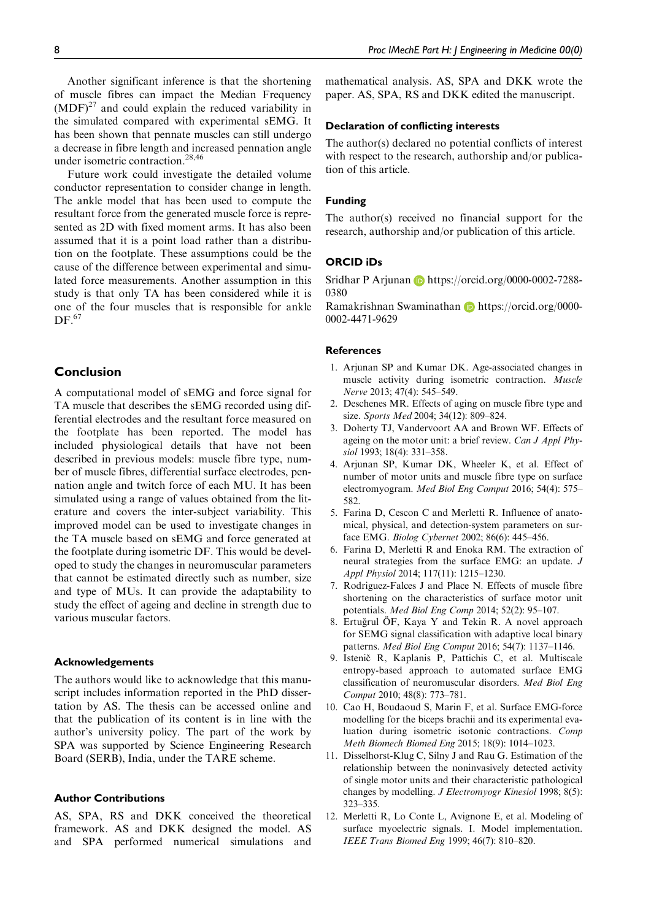Another significant inference is that the shortening of muscle fibres can impact the Median Frequency (MDF)[27] and could explain the reduced variability in the simulated compared with experimental sEMG. It has been shown that pennate muscles can still undergo a decrease in fibre length and increased pennation angle under isometric contraction.[28,46]

Future work could investigate the detailed volume conductor representation to consider change in length. The ankle model that has been used to compute the resultant force from the generated muscle force is represented as 2D with fixed moment arms. It has also been assumed that it is a point load rather than a distribution on the footplate. These assumptions could be the cause of the difference between experimental and simulated force measurements. Another assumption in this study is that only TA has been considered while it is one of the four muscles that is responsible for ankle DF.[67]

## Conclusion

A computational model of sEMG and force signal for TA muscle that describes the sEMG recorded using differential electrodes and the resultant force measured on the footplate has been reported. The model has included physiological details that have not been described in previous models: muscle fibre type, number of muscle fibres, differential surface electrodes, pennation angle and twitch force of each MU. It has been simulated using a range of values obtained from the literature and covers the inter-subject variability. This improved model can be used to investigate changes in the TA muscle based on sEMG and force generated at the footplate during isometric DF. This would be developed to study the changes in neuromuscular parameters that cannot be estimated directly such as number, size and type of MUs. It can provide the adaptability to study the effect of ageing and decline in strength due to various muscular factors.

### Acknowledgements

The authors would like to acknowledge that this manuscript includes information reported in the PhD dissertation by AS. The thesis can be accessed online and that the publication of its content is in line with the author's university policy. The part of the work by SPA was supported by Science Engineering Research Board (SERB), India, under the TARE scheme.

### Author Contributions

AS, SPA, RS and DKK conceived the theoretical framework. AS and DKK designed the model. AS and SPA performed numerical simulations and mathematical analysis. AS, SPA and DKK wrote the paper. AS, SPA, RS and DKK edited the manuscript.

### Declaration of conflicting interests

The author(s) declared no potential conflicts of interest with respect to the research, authorship and/or publication of this article.

### Funding

The author(s) received no financial support for the research, authorship and/or publication of this article.

### ORCID iDs

Sridhar P Arjunan https://orcid.org/0000-0002-7288-0380

Ramakrishnan Swaminathan https://orcid.org/0000-0002-4471-9629

### References

1. Arjunan SP and Kumar DK. Age-associated changes in muscle activity during isometric contraction. *Muscle Nerve* 2013; 47(4): 545–549.
2. Deschenes MR. Effects of aging on muscle fibre type and size. *Sports Med* 2004; 34(12): 809–824.
3. Doherty TJ, Vandervoort AA and Brown WF. Effects of ageing on the motor unit: a brief review. *Can J Appl Physiol* 1993; 18(4): 331–358.
4. Arjunan SP, Kumar DK, Wheeler K, et al. Effect of number of motor units and muscle fibre type on surface electromyogram. *Med Biol Eng Comput* 2016; 54(4): 575–582.
5. Farina D, Cescon C and Merletti R. Influence of anatomical, physical, and detection-system parameters on surface EMG. *Biolog Cybernet* 2002; 86(6): 445–456.
6. Farina D, Merletti R and Enoka RM. The extraction of neural strategies from the surface EMG: an update. *J Appl Physiol* 2014; 117(11): 1215–1230.
7. Rodriguez-Falces J and Place N. Effects of muscle fibre shortening on the characteristics of surface motor unit potentials. *Med Biol Eng Comp* 2014; 52(2): 95–107.
8. Ertuğrul ÖF, Kaya Y and Tekin R. A novel approach for SEMG signal classification with adaptive local binary patterns. *Med Biol Eng Comput* 2016; 54(7): 1137–1146.
9. Istenič R, Kaplanis P, Pattichis C, et al. Multiscale entropy-based approach to automated surface EMG classification of neuromuscular disorders. *Med Biol Eng Comput* 2010; 48(8): 773–781.
10. Cao H, Boudaoud S, Marin F, et al. Surface EMG-force modelling for the biceps brachii and its experimental evaluation during isometric isotonic contractions. *Comp Meth Biomech Biomed Eng* 2015; 18(9): 1014–1023.
11. Disselhorst-Klug C, Silny J and Rau G. Estimation of the relationship between the noninvasively detected activity of single motor units and their characteristic pathological changes by modelling. *J Electromyogr Kinesiol* 1998; 8(5): 323–335.
12. Merletti R, Lo Conte L, Avignone E, et al. Modeling of surface myoelectric signals. I. Model implementation. *IEEE Trans Biomed Eng* 1999; 46(7): 810–820.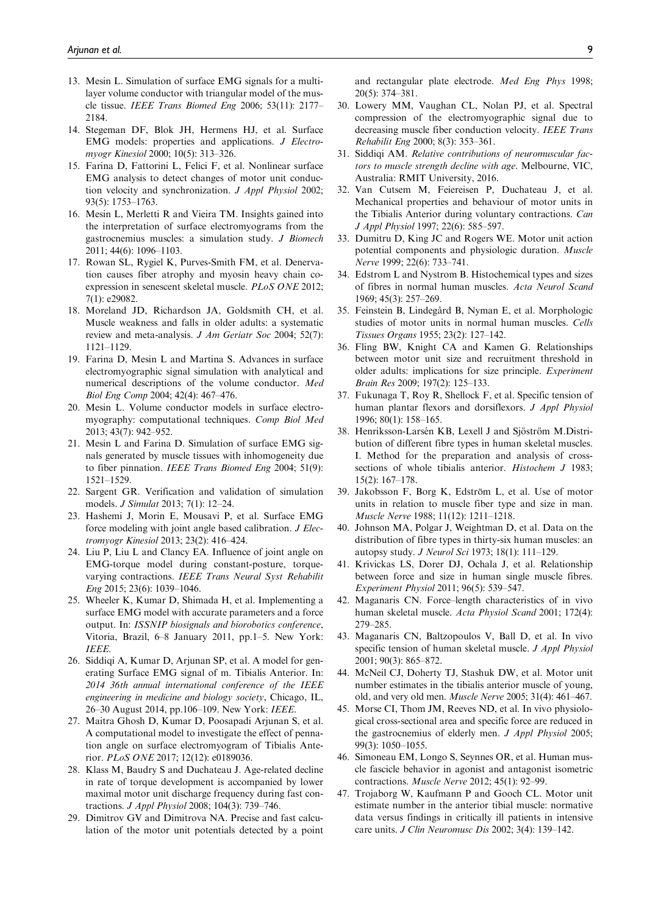13. Mesin L. Simulation of surface EMG signals for a multilayer volume conductor with triangular model of the muscle tissue. *IEEE Trans Biomed Eng* 2006; 53(11): 2177–2184.
14. Stegeman DF, Blok JH, Hermens HJ, et al. Surface EMG models: properties and applications. *J Electromyogr Kinesiol* 2000; 10(5): 313–326.
15. Farina D, Fattorini L, Felici F, et al. Nonlinear surface EMG analysis to detect changes of motor unit conduction velocity and synchronization. *J Appl Physiol* 2002; 93(5): 1753–1763.
16. Mesin L, Merletti R and Vieira TM. Insights gained into the interpretation of surface electromyograms from the gastrocnemius muscles: a simulation study. *J Biomech* 2011; 44(6): 1096–1103.
17. Rowan SL, Rygiel K, Purves-Smith FM, et al. Denervation causes fiber atrophy and myosin heavy chain co-expression in senescent skeletal muscle. *PLoS ONE* 2012; 7(1): e29082.
18. Moreland JD, Richardson JA, Goldsmith CH, et al. Muscle weakness and falls in older adults: a systematic review and meta-analysis. *J Am Geriatr Soc* 2004; 52(7): 1121–1129.
19. Farina D, Mesin L and Martina S. Advances in surface electromyographic signal simulation with analytical and numerical descriptions of the volume conductor. *Med Biol Eng Comp* 2004; 42(4): 467–476.
20. Mesin L. Volume conductor models in surface electromyography: computational techniques. *Comp Biol Med* 2013; 43(7): 942–952.
21. Mesin L and Farina D. Simulation of surface EMG signals generated by muscle tissues with inhomogeneity due to fiber pinnation. *IEEE Trans Biomed Eng* 2004; 51(9): 1521–1529.
22. Sargent GR. Verification and validation of simulation models. *J Simulat* 2013; 7(1): 12–24.
23. Hashemi J, Morin E, Mousavi P, et al. Surface EMG force modeling with joint angle based calibration. *J Electromyogr Kinesiol* 2013; 23(2): 416–424.
24. Liu P, Liu L and Clancy EA. Influence of joint angle on EMG-torque model during constant-posture, torque-varying contractions. *IEEE Trans Neural Syst Rehabilit Eng* 2015; 23(6): 1039–1046.
25. Wheeler K, Kumar D, Shimada H, et al. Implementing a surface EMG model with accurate parameters and a force output. In: *ISSNIP biosignals and biorobotics conference*, Vitoria, Brazil, 6–8 January 2011, pp.1–5. New York: *IEEE*.
26. Siddiqi A, Kumar D, Arjunan SP, et al. A model for generating Surface EMG signal of m. Tibialis Anterior. In: *2014 36th annual international conference of the IEEE engineering in medicine and biology society*, Chicago, IL, 26–30 August 2014, pp.106–109. New York: *IEEE*.
27. Maitra Ghosh D, Kumar D, Poosapadi Arjunan S, et al. A computational model to investigate the effect of pennation angle on surface electromyogram of Tibialis Anterior. *PLoS ONE* 2017; 12(12): e0189036.
28. Klass M, Baudry S and Duchateau J. Age-related decline in rate of torque development is accompanied by lower maximal motor unit discharge frequency during fast contractions. *J Appl Physiol* 2008; 104(3): 739–746.
29. Dimitrov GV and Dimitrova NA. Precise and fast calculation of the motor unit potentials detected by a point and rectangular plate electrode. *Med Eng Phys* 1998; 20(5): 374–381.
30. Lowery MM, Vaughan CL, Nolan PJ, et al. Spectral compression of the electromyographic signal due to decreasing muscle fiber conduction velocity. *IEEE Trans Rehabilit Eng* 2000; 8(3): 353–361.
31. Siddiqi AM. *Relative contributions of neuromuscular factors to muscle strength decline with age*. Melbourne, VIC, Australia: RMIT University, 2016.
32. Van Cutsem M, Feiereisen P, Duchateau J, et al. Mechanical properties and behaviour of motor units in the Tibialis Anterior during voluntary contractions. *Can J Appl Physiol* 1997; 22(6): 585–597.
33. Dumitru D, King JC and Rogers WE. Motor unit action potential components and physiologic duration. *Muscle Nerve* 1999; 22(6): 733–741.
34. Edstrom L and Nystrom B. Histochemical types and sizes of fibres in normal human muscles. *Acta Neurol Scand* 1969; 45(3): 257–269.
35. Feinstein B, Lindegård B, Nyman E, et al. Morphologic studies of motor units in normal human muscles. *Cells Tissues Organs* 1955; 23(2): 127–142.
36. Fling BW, Knight CA and Kamen G. Relationships between motor unit size and recruitment threshold in older adults: implications for size principle. *Experiment Brain Res* 2009; 197(2): 125–133.
37. Fukunaga T, Roy R, Shellock F, et al. Specific tension of human plantar flexors and dorsiflexors. *J Appl Physiol* 1996; 80(1): 158–165.
38. Henriksson-Larsén KB, Lexell J and Sjöström M.Distribution of different fibre types in human skeletal muscles. I. Method for the preparation and analysis of cross-sections of whole tibialis anterior. *Histochem J* 1983; 15(2): 167–178.
39. Jakobsson F, Borg K, Edström L, et al. Use of motor units in relation to muscle fiber type and size in man. *Muscle Nerve* 1988; 11(12): 1211–1218.
40. Johnson MA, Polgar J, Weightman D, et al. Data on the distribution of fibre types in thirty-six human muscles: an autopsy study. *J Neurol Sci* 1973; 18(1): 111–129.
41. Krivickas LS, Dorer DJ, Ochala J, et al. Relationship between force and size in human single muscle fibres. *Experiment Physiol* 2011; 96(5): 539–547.
42. Maganaris CN. Force–length characteristics of in vivo human skeletal muscle. *Acta Physiol Scand* 2001; 172(4): 279–285.
43. Maganaris CN, Baltzopoulos V, Ball D, et al. In vivo specific tension of human skeletal muscle. *J Appl Physiol* 2001; 90(3): 865–872.
44. McNeil CJ, Doherty TJ, Stashuk DW, et al. Motor unit number estimates in the tibialis anterior muscle of young, old, and very old men. *Muscle Nerve* 2005; 31(4): 461–467.
45. Morse CI, Thom JM, Reeves ND, et al. In vivo physiological cross-sectional area and specific force are reduced in the gastrocnemius of elderly men. *J Appl Physiol* 2005; 99(3): 1050–1055.
46. Simoneau EM, Longo S, Seynnes OR, et al. Human muscle fascicle behavior in agonist and antagonist isometric contractions. *Muscle Nerve* 2012; 45(1): 92–99.
47. Trojaborg W, Kaufmann P and Gooch CL. Motor unit estimate number in the anterior tibial muscle: normative data versus findings in critically ill patients in intensive care units. *J Clin Neuromusc Dis* 2002; 3(4): 139–142.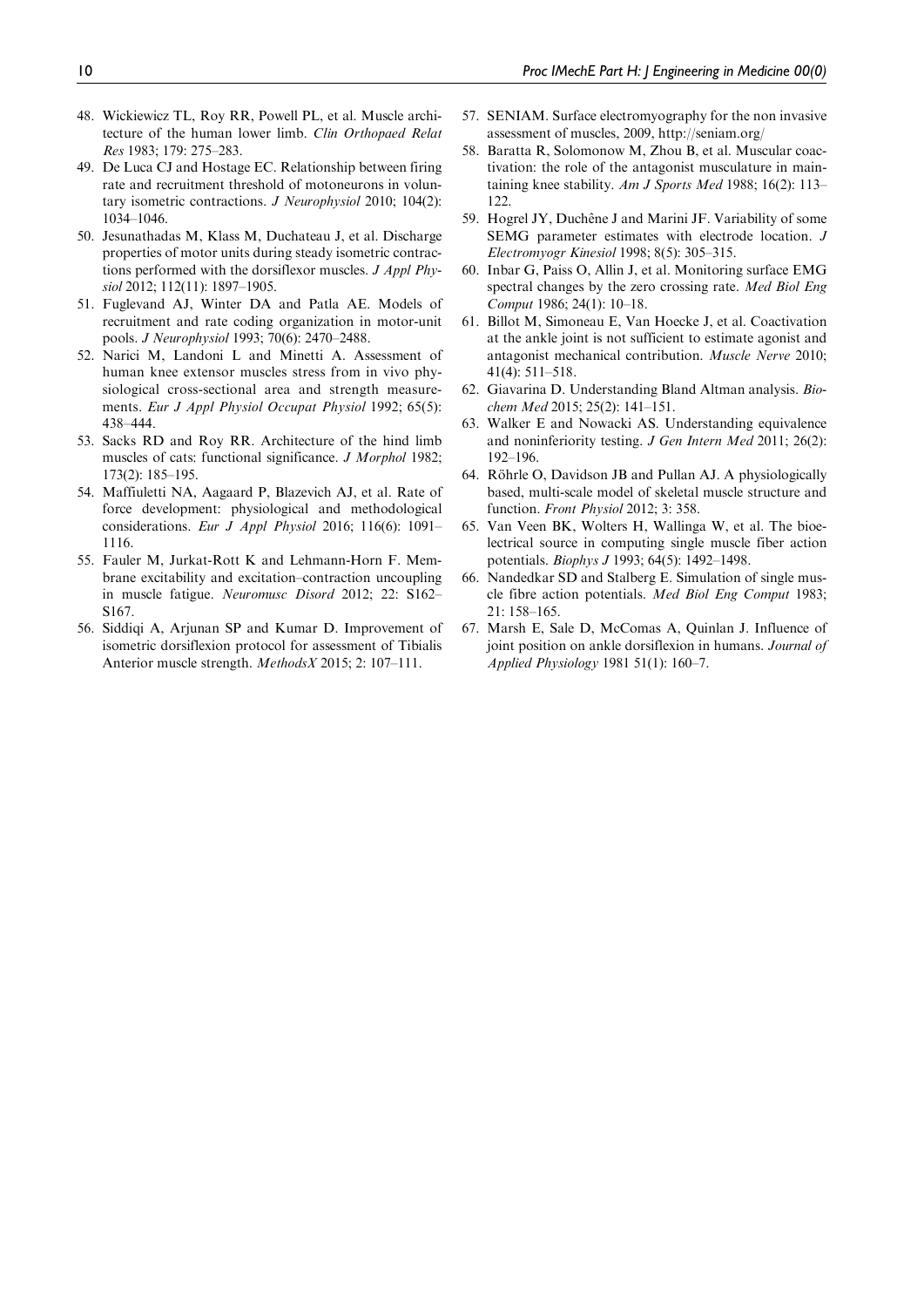48. Wickiewicz TL, Roy RR, Powell PL, et al. Muscle architecture of the human lower limb. *Clin Orthopaed Relat Res* 1983; 179: 275–283.
49. De Luca CJ and Hostage EC. Relationship between firing rate and recruitment threshold of motoneurons in voluntary isometric contractions. *J Neurophysiol* 2010; 104(2): 1034–1046.
50. Jesunathadas M, Klass M, Duchateau J, et al. Discharge properties of motor units during steady isometric contractions performed with the dorsiflexor muscles. *J Appl Physiol* 2012; 112(11): 1897–1905.
51. Fuglevand AJ, Winter DA and Patla AE. Models of recruitment and rate coding organization in motor-unit pools. *J Neurophysiol* 1993; 70(6): 2470–2488.
52. Narici M, Landoni L and Minetti A. Assessment of human knee extensor muscles stress from in vivo physiological cross-sectional area and strength measurements. *Eur J Appl Physiol Occupat Physiol* 1992; 65(5): 438–444.
53. Sacks RD and Roy RR. Architecture of the hind limb muscles of cats: functional significance. *J Morphol* 1982; 173(2): 185–195.
54. Maffiuletti NA, Aagaard P, Blazevich AJ, et al. Rate of force development: physiological and methodological considerations. *Eur J Appl Physiol* 2016; 116(6): 1091–1116.
55. Fauler M, Jurkat-Rott K and Lehmann-Horn F. Membrane excitability and excitation–contraction uncoupling in muscle fatigue. *Neuromusc Disord* 2012; 22: S162–S167.
56. Siddiqi A, Arjunan SP and Kumar D. Improvement of isometric dorsiflexion protocol for assessment of Tibialis Anterior muscle strength. *MethodsX* 2015; 2: 107–111.
57. SENIAM. Surface electromyography for the non invasive assessment of muscles, 2009, http://seniam.org/
58. Baratta R, Solomonow M, Zhou B, et al. Muscular coactivation: the role of the antagonist musculature in maintaining knee stability. *Am J Sports Med* 1988; 16(2): 113–122.
59. Hogrel JY, Duchêne J and Marini JF. Variability of some SEMG parameter estimates with electrode location. *J Electromyogr Kinesiol* 1998; 8(5): 305–315.
60. Inbar G, Paiss O, Allin J, et al. Monitoring surface EMG spectral changes by the zero crossing rate. *Med Biol Eng Comput* 1986; 24(1): 10–18.
61. Billot M, Simoneau E, Van Hoecke J, et al. Coactivation at the ankle joint is not sufficient to estimate agonist and antagonist mechanical contribution. *Muscle Nerve* 2010; 41(4): 511–518.
62. Giavarina D. Understanding Bland Altman analysis. *Biochem Med* 2015; 25(2): 141–151.
63. Walker E and Nowacki AS. Understanding equivalence and noninferiority testing. *J Gen Intern Med* 2011; 26(2): 192–196.
64. Röhrle O, Davidson JB and Pullan AJ. A physiologically based, multi-scale model of skeletal muscle structure and function. *Front Physiol* 2012; 3: 358.
65. Van Veen BK, Wolters H, Wallinga W, et al. The bioelectrical source in computing single muscle fiber action potentials. *Biophys J* 1993; 64(5): 1492–1498.
66. Nandedkar SD and Stalberg E. Simulation of single muscle fibre action potentials. *Med Biol Eng Comput* 1983; 21: 158–165.
67. Marsh E, Sale D, McComas A, Quinlan J. Influence of joint position on ankle dorsiflexion in humans. *Journal of Applied Physiology* 1981 51(1): 160–7.